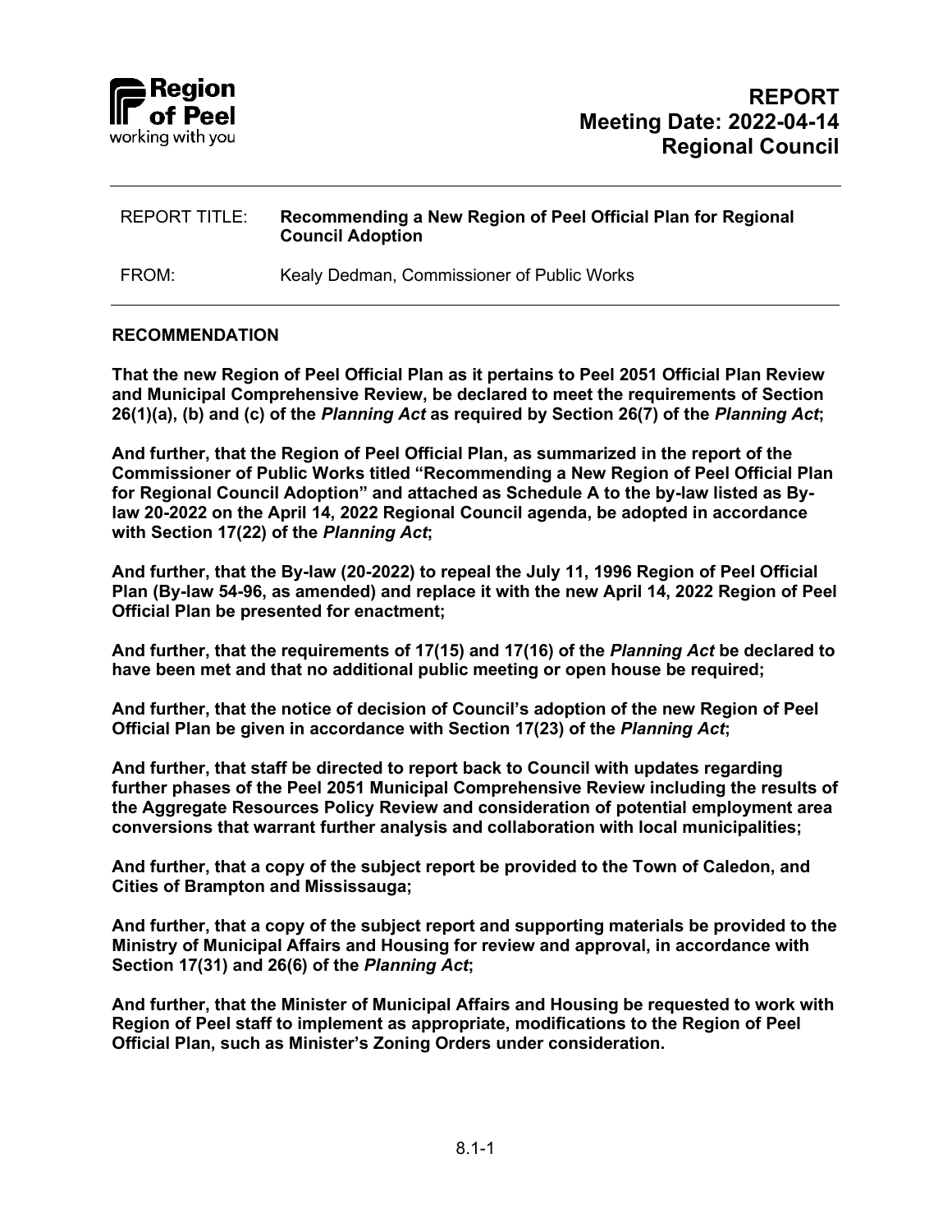**REPORT**
**Meeting Date: 2022-04-14**
**Regional Council**

---

REPORT TITLE: **Recommending a New Region of Peel Official Plan for Regional Council Adoption**

FROM: Kealy Dedman, Commissioner of Public Works

---

## RECOMMENDATION

**That the new Region of Peel Official Plan as it pertains to Peel 2051 Official Plan Review and Municipal Comprehensive Review, be declared to meet the requirements of Section 26(1)(a), (b) and (c) of the *Planning Act* as required by Section 26(7) of the *Planning Act*;**

**And further, that the Region of Peel Official Plan, as summarized in the report of the Commissioner of Public Works titled "Recommending a New Region of Peel Official Plan for Regional Council Adoption" and attached as Schedule A to the by-law listed as By-law 20-2022 on the April 14, 2022 Regional Council agenda, be adopted in accordance with Section 17(22) of the *Planning Act*;**

**And further, that the By-law (20-2022) to repeal the July 11, 1996 Region of Peel Official Plan (By-law 54-96, as amended) and replace it with the new April 14, 2022 Region of Peel Official Plan be presented for enactment;**

**And further, that the requirements of 17(15) and 17(16) of the *Planning Act* be declared to have been met and that no additional public meeting or open house be required;**

**And further, that the notice of decision of Council's adoption of the new Region of Peel Official Plan be given in accordance with Section 17(23) of the *Planning Act*;**

**And further, that staff be directed to report back to Council with updates regarding further phases of the Peel 2051 Municipal Comprehensive Review including the results of the Aggregate Resources Policy Review and consideration of potential employment area conversions that warrant further analysis and collaboration with local municipalities;**

**And further, that a copy of the subject report be provided to the Town of Caledon, and Cities of Brampton and Mississauga;**

**And further, that a copy of the subject report and supporting materials be provided to the Ministry of Municipal Affairs and Housing for review and approval, in accordance with Section 17(31) and 26(6) of the *Planning Act*;**

**And further, that the Minister of Municipal Affairs and Housing be requested to work with Region of Peel staff to implement as appropriate, modifications to the Region of Peel Official Plan, such as Minister's Zoning Orders under consideration.**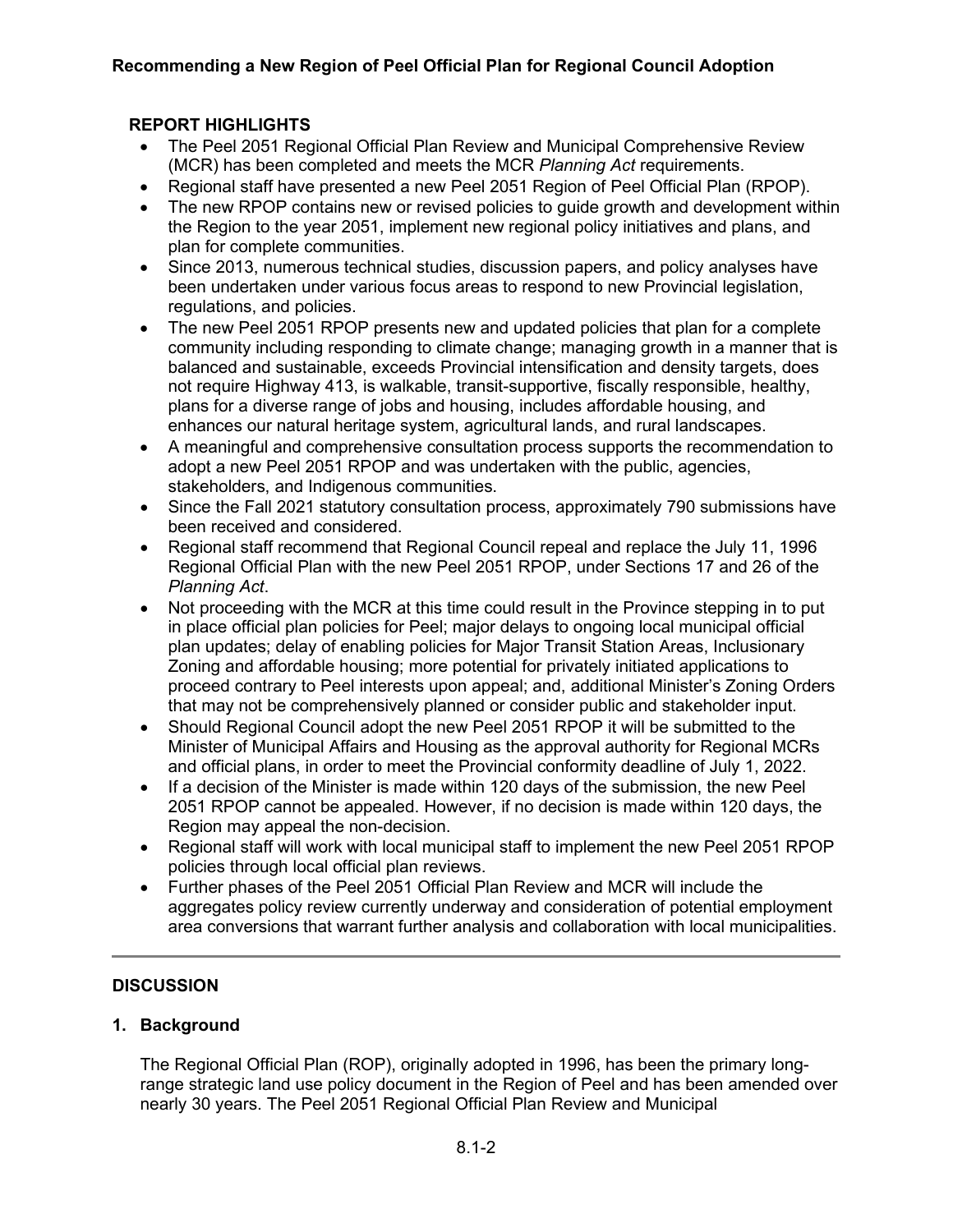**REPORT HIGHLIGHTS**

- The Peel 2051 Regional Official Plan Review and Municipal Comprehensive Review (MCR) has been completed and meets the MCR *Planning Act* requirements.
- Regional staff have presented a new Peel 2051 Region of Peel Official Plan (RPOP).
- The new RPOP contains new or revised policies to guide growth and development within the Region to the year 2051, implement new regional policy initiatives and plans, and plan for complete communities.
- Since 2013, numerous technical studies, discussion papers, and policy analyses have been undertaken under various focus areas to respond to new Provincial legislation, regulations, and policies.
- The new Peel 2051 RPOP presents new and updated policies that plan for a complete community including responding to climate change; managing growth in a manner that is balanced and sustainable, exceeds Provincial intensification and density targets, does not require Highway 413, is walkable, transit-supportive, fiscally responsible, healthy, plans for a diverse range of jobs and housing, includes affordable housing, and enhances our natural heritage system, agricultural lands, and rural landscapes.
- A meaningful and comprehensive consultation process supports the recommendation to adopt a new Peel 2051 RPOP and was undertaken with the public, agencies, stakeholders, and Indigenous communities.
- Since the Fall 2021 statutory consultation process, approximately 790 submissions have been received and considered.
- Regional staff recommend that Regional Council repeal and replace the July 11, 1996 Regional Official Plan with the new Peel 2051 RPOP, under Sections 17 and 26 of the *Planning Act*.
- Not proceeding with the MCR at this time could result in the Province stepping in to put in place official plan policies for Peel; major delays to ongoing local municipal official plan updates; delay of enabling policies for Major Transit Station Areas, Inclusionary Zoning and affordable housing; more potential for privately initiated applications to proceed contrary to Peel interests upon appeal; and, additional Minister's Zoning Orders that may not be comprehensively planned or consider public and stakeholder input.
- Should Regional Council adopt the new Peel 2051 RPOP it will be submitted to the Minister of Municipal Affairs and Housing as the approval authority for Regional MCRs and official plans, in order to meet the Provincial conformity deadline of July 1, 2022.
- If a decision of the Minister is made within 120 days of the submission, the new Peel 2051 RPOP cannot be appealed. However, if no decision is made within 120 days, the Region may appeal the non-decision.
- Regional staff will work with local municipal staff to implement the new Peel 2051 RPOP policies through local official plan reviews.
- Further phases of the Peel 2051 Official Plan Review and MCR will include the aggregates policy review currently underway and consideration of potential employment area conversions that warrant further analysis and collaboration with local municipalities.

---

## DISCUSSION

### 1. Background

The Regional Official Plan (ROP), originally adopted in 1996, has been the primary long-range strategic land use policy document in the Region of Peel and has been amended over nearly 30 years. The Peel 2051 Regional Official Plan Review and Municipal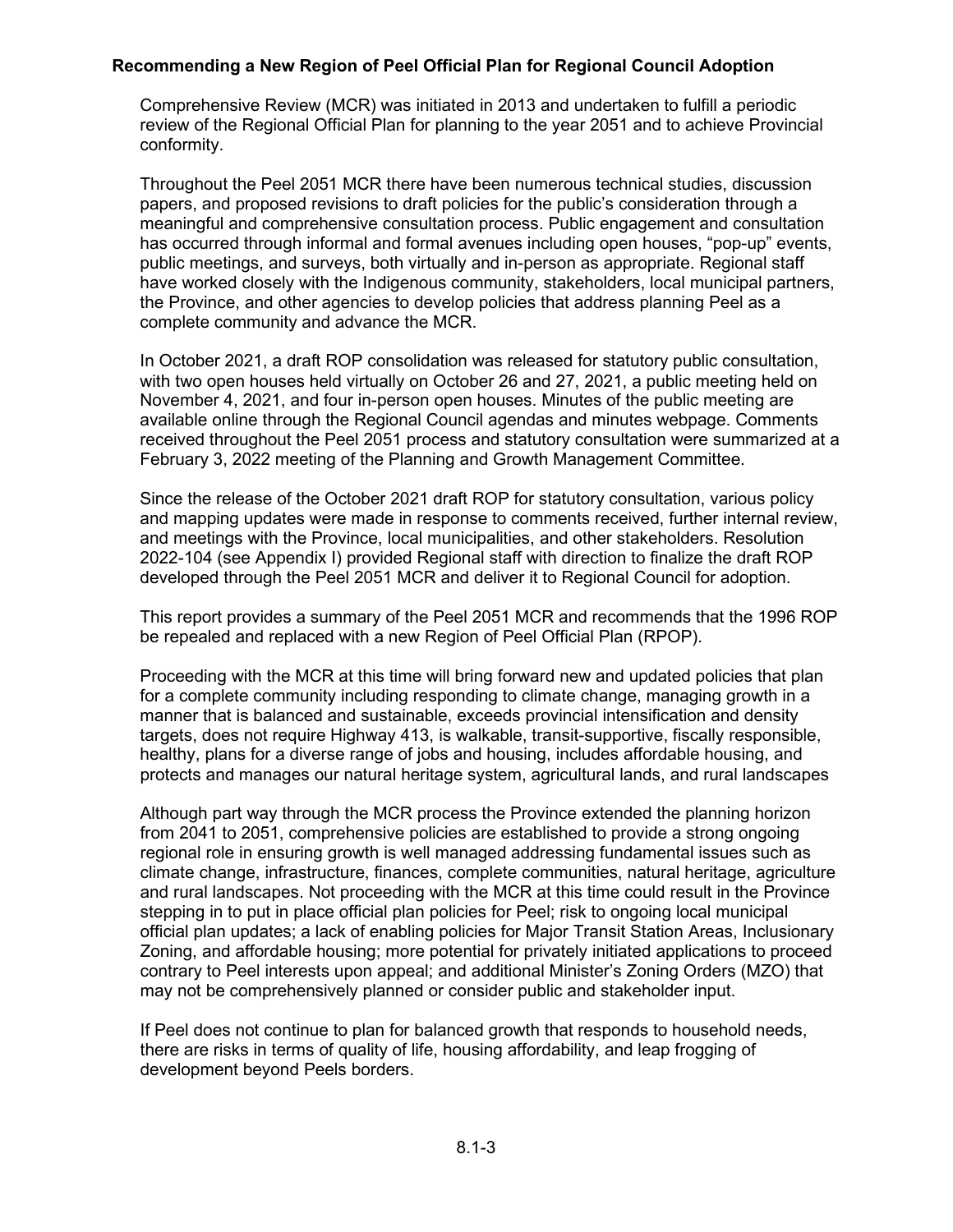Comprehensive Review (MCR) was initiated in 2013 and undertaken to fulfill a periodic review of the Regional Official Plan for planning to the year 2051 and to achieve Provincial conformity.

Throughout the Peel 2051 MCR there have been numerous technical studies, discussion papers, and proposed revisions to draft policies for the public's consideration through a meaningful and comprehensive consultation process. Public engagement and consultation has occurred through informal and formal avenues including open houses, "pop-up" events, public meetings, and surveys, both virtually and in-person as appropriate. Regional staff have worked closely with the Indigenous community, stakeholders, local municipal partners, the Province, and other agencies to develop policies that address planning Peel as a complete community and advance the MCR.

In October 2021, a draft ROP consolidation was released for statutory public consultation, with two open houses held virtually on October 26 and 27, 2021, a public meeting held on November 4, 2021, and four in-person open houses. Minutes of the public meeting are available online through the Regional Council agendas and minutes webpage. Comments received throughout the Peel 2051 process and statutory consultation were summarized at a February 3, 2022 meeting of the Planning and Growth Management Committee.

Since the release of the October 2021 draft ROP for statutory consultation, various policy and mapping updates were made in response to comments received, further internal review, and meetings with the Province, local municipalities, and other stakeholders. Resolution 2022-104 (see Appendix I) provided Regional staff with direction to finalize the draft ROP developed through the Peel 2051 MCR and deliver it to Regional Council for adoption.

This report provides a summary of the Peel 2051 MCR and recommends that the 1996 ROP be repealed and replaced with a new Region of Peel Official Plan (RPOP).

Proceeding with the MCR at this time will bring forward new and updated policies that plan for a complete community including responding to climate change, managing growth in a manner that is balanced and sustainable, exceeds provincial intensification and density targets, does not require Highway 413, is walkable, transit-supportive, fiscally responsible, healthy, plans for a diverse range of jobs and housing, includes affordable housing, and protects and manages our natural heritage system, agricultural lands, and rural landscapes

Although part way through the MCR process the Province extended the planning horizon from 2041 to 2051, comprehensive policies are established to provide a strong ongoing regional role in ensuring growth is well managed addressing fundamental issues such as climate change, infrastructure, finances, complete communities, natural heritage, agriculture and rural landscapes. Not proceeding with the MCR at this time could result in the Province stepping in to put in place official plan policies for Peel; risk to ongoing local municipal official plan updates; a lack of enabling policies for Major Transit Station Areas, Inclusionary Zoning, and affordable housing; more potential for privately initiated applications to proceed contrary to Peel interests upon appeal; and additional Minister's Zoning Orders (MZO) that may not be comprehensively planned or consider public and stakeholder input.

If Peel does not continue to plan for balanced growth that responds to household needs, there are risks in terms of quality of life, housing affordability, and leap frogging of development beyond Peels borders.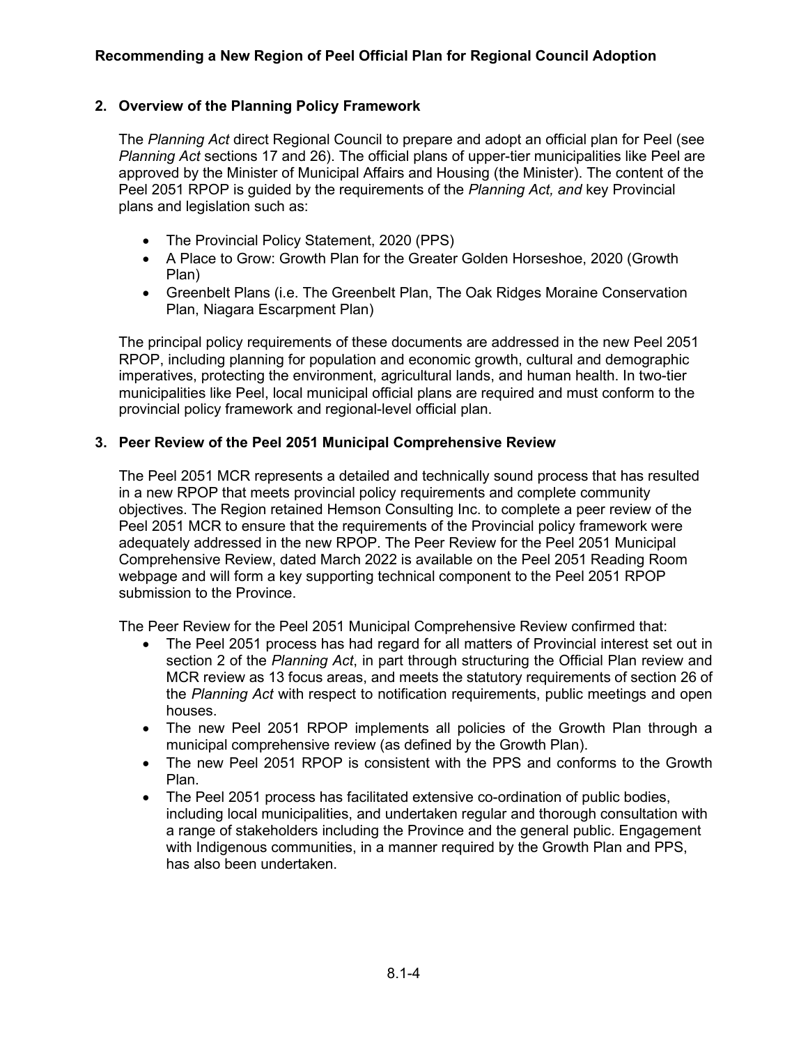## 2. Overview of the Planning Policy Framework

The *Planning Act* direct Regional Council to prepare and adopt an official plan for Peel (see *Planning Act* sections 17 and 26). The official plans of upper-tier municipalities like Peel are approved by the Minister of Municipal Affairs and Housing (the Minister). The content of the Peel 2051 RPOP is guided by the requirements of the *Planning Act, and* key Provincial plans and legislation such as:

- The Provincial Policy Statement, 2020 (PPS)
- A Place to Grow: Growth Plan for the Greater Golden Horseshoe, 2020 (Growth Plan)
- Greenbelt Plans (i.e. The Greenbelt Plan, The Oak Ridges Moraine Conservation Plan, Niagara Escarpment Plan)

The principal policy requirements of these documents are addressed in the new Peel 2051 RPOP, including planning for population and economic growth, cultural and demographic imperatives, protecting the environment, agricultural lands, and human health. In two-tier municipalities like Peel, local municipal official plans are required and must conform to the provincial policy framework and regional-level official plan.

## 3. Peer Review of the Peel 2051 Municipal Comprehensive Review

The Peel 2051 MCR represents a detailed and technically sound process that has resulted in a new RPOP that meets provincial policy requirements and complete community objectives. The Region retained Hemson Consulting Inc. to complete a peer review of the Peel 2051 MCR to ensure that the requirements of the Provincial policy framework were adequately addressed in the new RPOP. The Peer Review for the Peel 2051 Municipal Comprehensive Review, dated March 2022 is available on the Peel 2051 Reading Room webpage and will form a key supporting technical component to the Peel 2051 RPOP submission to the Province.

The Peer Review for the Peel 2051 Municipal Comprehensive Review confirmed that:

- The Peel 2051 process has had regard for all matters of Provincial interest set out in section 2 of the *Planning Act*, in part through structuring the Official Plan review and MCR review as 13 focus areas, and meets the statutory requirements of section 26 of the *Planning Act* with respect to notification requirements, public meetings and open houses.
- The new Peel 2051 RPOP implements all policies of the Growth Plan through a municipal comprehensive review (as defined by the Growth Plan).
- The new Peel 2051 RPOP is consistent with the PPS and conforms to the Growth Plan.
- The Peel 2051 process has facilitated extensive co-ordination of public bodies, including local municipalities, and undertaken regular and thorough consultation with a range of stakeholders including the Province and the general public. Engagement with Indigenous communities, in a manner required by the Growth Plan and PPS, has also been undertaken.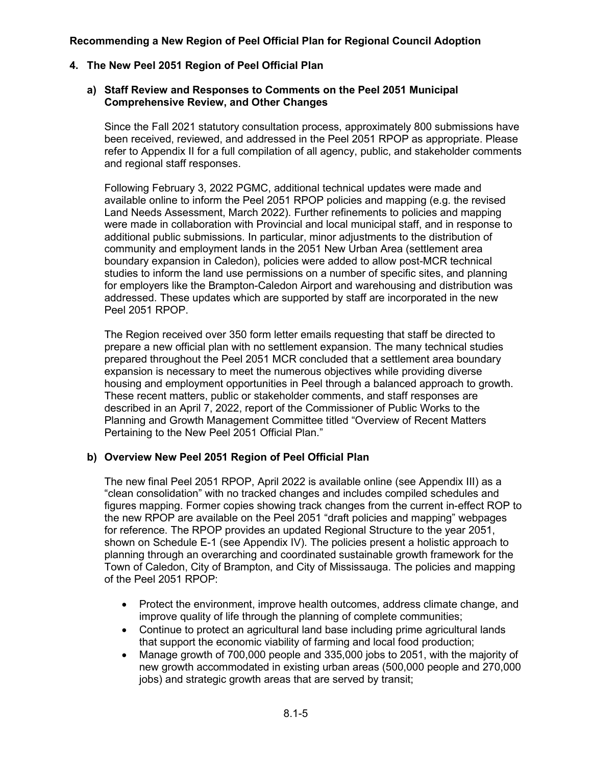**Recommending a New Region of Peel Official Plan for Regional Council Adoption**

## 4. The New Peel 2051 Region of Peel Official Plan

### a) Staff Review and Responses to Comments on the Peel 2051 Municipal Comprehensive Review, and Other Changes

Since the Fall 2021 statutory consultation process, approximately 800 submissions have been received, reviewed, and addressed in the Peel 2051 RPOP as appropriate. Please refer to Appendix II for a full compilation of all agency, public, and stakeholder comments and regional staff responses.

Following February 3, 2022 PGMC, additional technical updates were made and available online to inform the Peel 2051 RPOP policies and mapping (e.g. the revised Land Needs Assessment, March 2022). Further refinements to policies and mapping were made in collaboration with Provincial and local municipal staff, and in response to additional public submissions. In particular, minor adjustments to the distribution of community and employment lands in the 2051 New Urban Area (settlement area boundary expansion in Caledon), policies were added to allow post-MCR technical studies to inform the land use permissions on a number of specific sites, and planning for employers like the Brampton-Caledon Airport and warehousing and distribution was addressed. These updates which are supported by staff are incorporated in the new Peel 2051 RPOP.

The Region received over 350 form letter emails requesting that staff be directed to prepare a new official plan with no settlement expansion. The many technical studies prepared throughout the Peel 2051 MCR concluded that a settlement area boundary expansion is necessary to meet the numerous objectives while providing diverse housing and employment opportunities in Peel through a balanced approach to growth. These recent matters, public or stakeholder comments, and staff responses are described in an April 7, 2022, report of the Commissioner of Public Works to the Planning and Growth Management Committee titled "Overview of Recent Matters Pertaining to the New Peel 2051 Official Plan."

### b) Overview New Peel 2051 Region of Peel Official Plan

The new final Peel 2051 RPOP, April 2022 is available online (see Appendix III) as a "clean consolidation" with no tracked changes and includes compiled schedules and figures mapping. Former copies showing track changes from the current in-effect ROP to the new RPOP are available on the Peel 2051 "draft policies and mapping" webpages for reference. The RPOP provides an updated Regional Structure to the year 2051, shown on Schedule E-1 (see Appendix IV). The policies present a holistic approach to planning through an overarching and coordinated sustainable growth framework for the Town of Caledon, City of Brampton, and City of Mississauga. The policies and mapping of the Peel 2051 RPOP:

- Protect the environment, improve health outcomes, address climate change, and improve quality of life through the planning of complete communities;
- Continue to protect an agricultural land base including prime agricultural lands that support the economic viability of farming and local food production;
- Manage growth of 700,000 people and 335,000 jobs to 2051, with the majority of new growth accommodated in existing urban areas (500,000 people and 270,000 jobs) and strategic growth areas that are served by transit;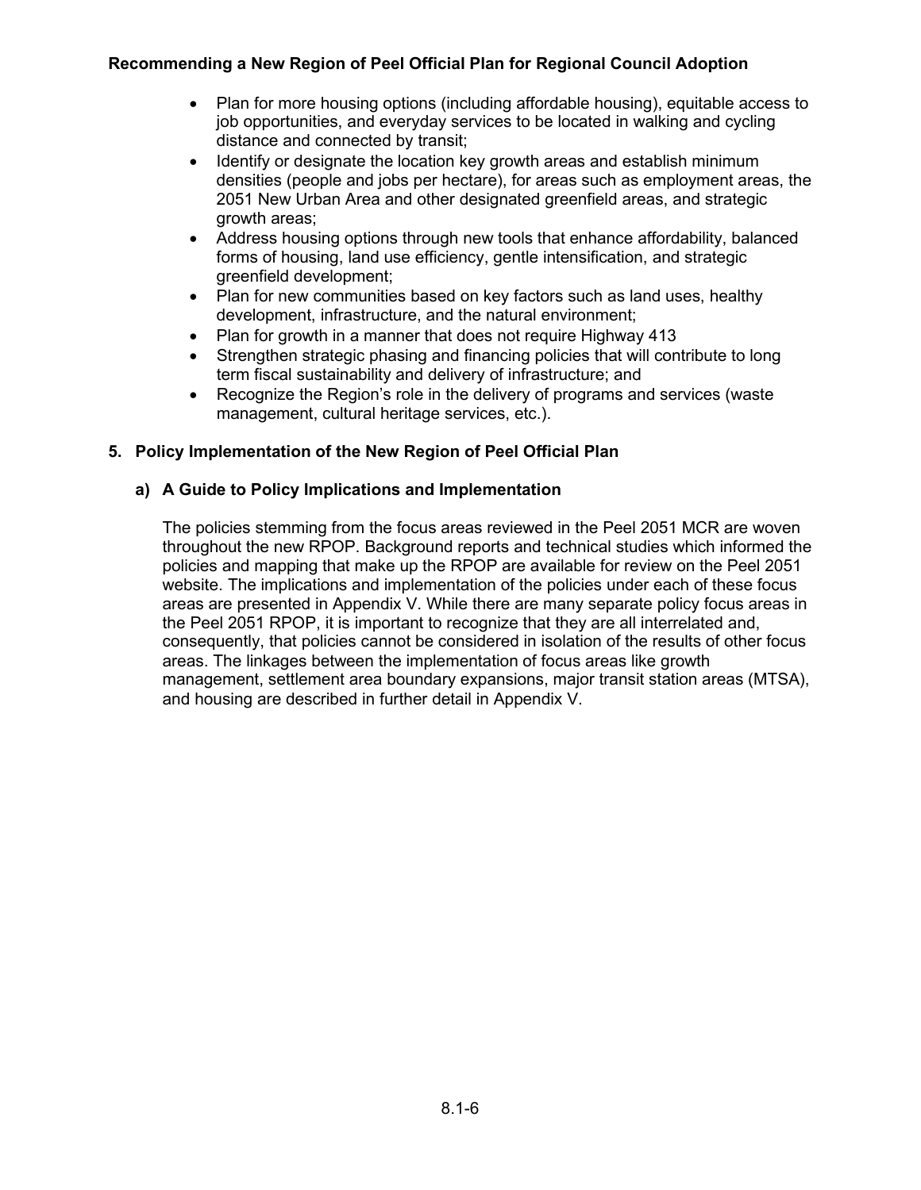- Plan for more housing options (including affordable housing), equitable access to job opportunities, and everyday services to be located in walking and cycling distance and connected by transit;
- Identify or designate the location key growth areas and establish minimum densities (people and jobs per hectare), for areas such as employment areas, the 2051 New Urban Area and other designated greenfield areas, and strategic growth areas;
- Address housing options through new tools that enhance affordability, balanced forms of housing, land use efficiency, gentle intensification, and strategic greenfield development;
- Plan for new communities based on key factors such as land uses, healthy development, infrastructure, and the natural environment;
- Plan for growth in a manner that does not require Highway 413
- Strengthen strategic phasing and financing policies that will contribute to long term fiscal sustainability and delivery of infrastructure; and
- Recognize the Region's role in the delivery of programs and services (waste management, cultural heritage services, etc.).

## 5. Policy Implementation of the New Region of Peel Official Plan

### a) A Guide to Policy Implications and Implementation

The policies stemming from the focus areas reviewed in the Peel 2051 MCR are woven throughout the new RPOP. Background reports and technical studies which informed the policies and mapping that make up the RPOP are available for review on the Peel 2051 website. The implications and implementation of the policies under each of these focus areas are presented in Appendix V. While there are many separate policy focus areas in the Peel 2051 RPOP, it is important to recognize that they are all interrelated and, consequently, that policies cannot be considered in isolation of the results of other focus areas. The linkages between the implementation of focus areas like growth management, settlement area boundary expansions, major transit station areas (MTSA), and housing are described in further detail in Appendix V.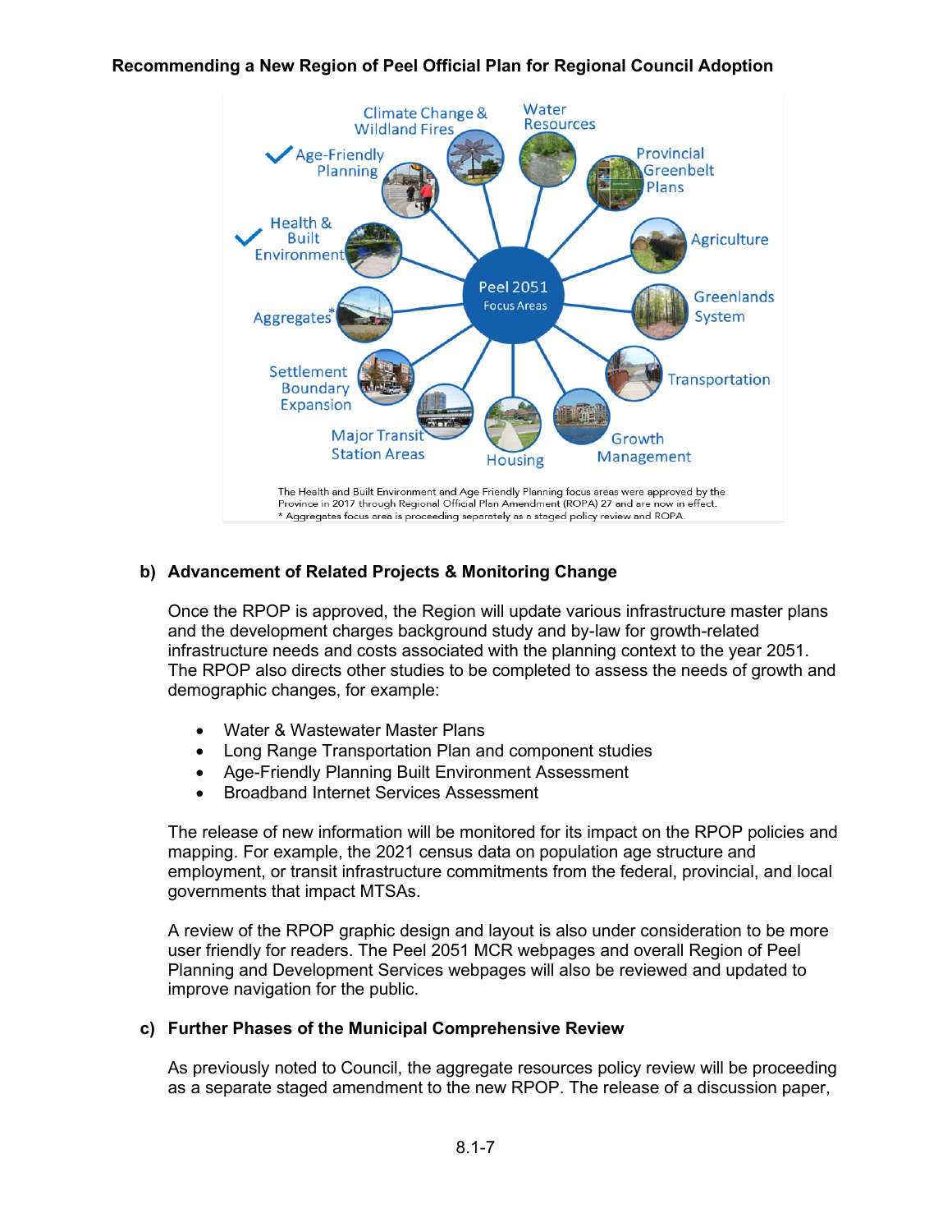Recommending a New Region of Peel Official Plan for Regional Council Adoption

Peel 2051 Focus Areas

- Climate Change & Wildland Fires
- Water Resources
- Provincial Greenbelt Plans
- Agriculture
- Greenlands System
- Transportation
- Growth Management
- Housing
- Major Transit Station Areas
- Settlement Boundary Expansion
- Aggregates*
- ✓ Health & Built Environment
- ✓ Age-Friendly Planning

The Health and Built Environment and Age Friendly Planning focus areas were approved by the Province in 2017 through Regional Official Plan Amendment (ROPA) 27 and are now in effect.
* Aggregates focus area is proceeding separately as a staged policy review and ROPA.

### b) Advancement of Related Projects & Monitoring Change

Once the RPOP is approved, the Region will update various infrastructure master plans and the development charges background study and by-law for growth-related infrastructure needs and costs associated with the planning context to the year 2051. The RPOP also directs other studies to be completed to assess the needs of growth and demographic changes, for example:

- Water & Wastewater Master Plans
- Long Range Transportation Plan and component studies
- Age-Friendly Planning Built Environment Assessment
- Broadband Internet Services Assessment

The release of new information will be monitored for its impact on the RPOP policies and mapping. For example, the 2021 census data on population age structure and employment, or transit infrastructure commitments from the federal, provincial, and local governments that impact MTSAs.

A review of the RPOP graphic design and layout is also under consideration to be more user friendly for readers. The Peel 2051 MCR webpages and overall Region of Peel Planning and Development Services webpages will also be reviewed and updated to improve navigation for the public.

### c) Further Phases of the Municipal Comprehensive Review

As previously noted to Council, the aggregate resources policy review will be proceeding as a separate staged amendment to the new RPOP. The release of a discussion paper,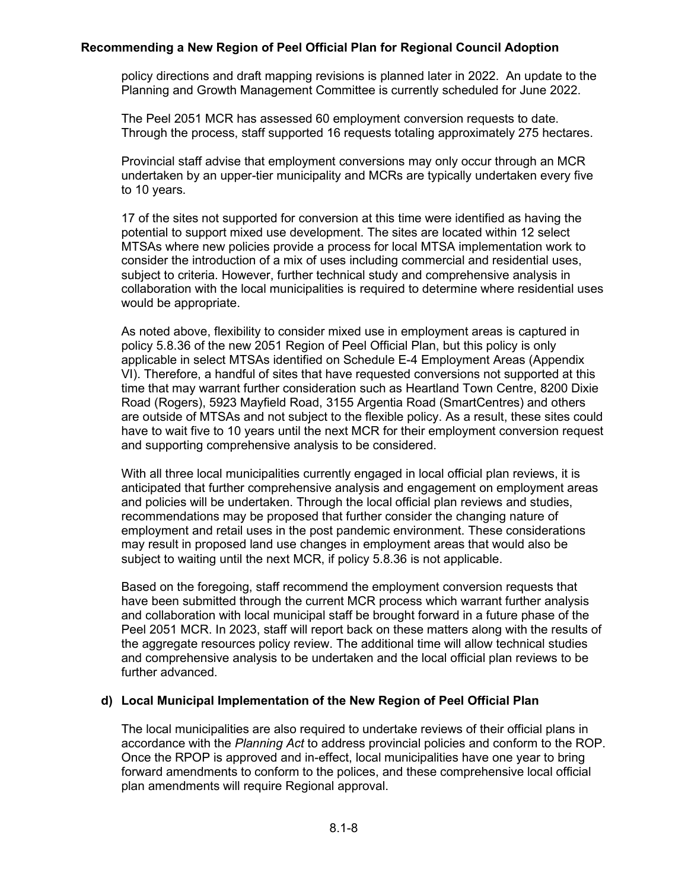policy directions and draft mapping revisions is planned later in 2022. An update to the Planning and Growth Management Committee is currently scheduled for June 2022.

The Peel 2051 MCR has assessed 60 employment conversion requests to date. Through the process, staff supported 16 requests totaling approximately 275 hectares.

Provincial staff advise that employment conversions may only occur through an MCR undertaken by an upper-tier municipality and MCRs are typically undertaken every five to 10 years.

17 of the sites not supported for conversion at this time were identified as having the potential to support mixed use development. The sites are located within 12 select MTSAs where new policies provide a process for local MTSA implementation work to consider the introduction of a mix of uses including commercial and residential uses, subject to criteria. However, further technical study and comprehensive analysis in collaboration with the local municipalities is required to determine where residential uses would be appropriate.

As noted above, flexibility to consider mixed use in employment areas is captured in policy 5.8.36 of the new 2051 Region of Peel Official Plan, but this policy is only applicable in select MTSAs identified on Schedule E-4 Employment Areas (Appendix VI). Therefore, a handful of sites that have requested conversions not supported at this time that may warrant further consideration such as Heartland Town Centre, 8200 Dixie Road (Rogers), 5923 Mayfield Road, 3155 Argentia Road (SmartCentres) and others are outside of MTSAs and not subject to the flexible policy. As a result, these sites could have to wait five to 10 years until the next MCR for their employment conversion request and supporting comprehensive analysis to be considered.

With all three local municipalities currently engaged in local official plan reviews, it is anticipated that further comprehensive analysis and engagement on employment areas and policies will be undertaken. Through the local official plan reviews and studies, recommendations may be proposed that further consider the changing nature of employment and retail uses in the post pandemic environment. These considerations may result in proposed land use changes in employment areas that would also be subject to waiting until the next MCR, if policy 5.8.36 is not applicable.

Based on the foregoing, staff recommend the employment conversion requests that have been submitted through the current MCR process which warrant further analysis and collaboration with local municipal staff be brought forward in a future phase of the Peel 2051 MCR. In 2023, staff will report back on these matters along with the results of the aggregate resources policy review. The additional time will allow technical studies and comprehensive analysis to be undertaken and the local official plan reviews to be further advanced.

### d) Local Municipal Implementation of the New Region of Peel Official Plan

The local municipalities are also required to undertake reviews of their official plans in accordance with the *Planning Act* to address provincial policies and conform to the ROP. Once the RPOP is approved and in-effect, local municipalities have one year to bring forward amendments to conform to the polices, and these comprehensive local official plan amendments will require Regional approval.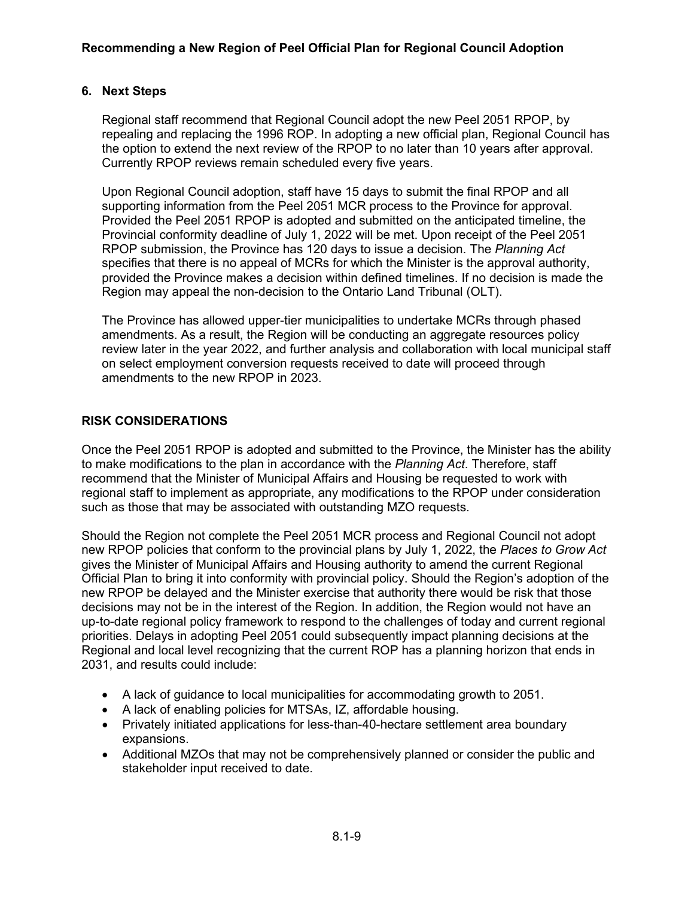### 6. Next Steps

Regional staff recommend that Regional Council adopt the new Peel 2051 RPOP, by repealing and replacing the 1996 ROP. In adopting a new official plan, Regional Council has the option to extend the next review of the RPOP to no later than 10 years after approval. Currently RPOP reviews remain scheduled every five years.

Upon Regional Council adoption, staff have 15 days to submit the final RPOP and all supporting information from the Peel 2051 MCR process to the Province for approval. Provided the Peel 2051 RPOP is adopted and submitted on the anticipated timeline, the Provincial conformity deadline of July 1, 2022 will be met. Upon receipt of the Peel 2051 RPOP submission, the Province has 120 days to issue a decision. The *Planning Act* specifies that there is no appeal of MCRs for which the Minister is the approval authority, provided the Province makes a decision within defined timelines. If no decision is made the Region may appeal the non-decision to the Ontario Land Tribunal (OLT).

The Province has allowed upper-tier municipalities to undertake MCRs through phased amendments. As a result, the Region will be conducting an aggregate resources policy review later in the year 2022, and further analysis and collaboration with local municipal staff on select employment conversion requests received to date will proceed through amendments to the new RPOP in 2023.

## RISK CONSIDERATIONS

Once the Peel 2051 RPOP is adopted and submitted to the Province, the Minister has the ability to make modifications to the plan in accordance with the *Planning Act*. Therefore, staff recommend that the Minister of Municipal Affairs and Housing be requested to work with regional staff to implement as appropriate, any modifications to the RPOP under consideration such as those that may be associated with outstanding MZO requests.

Should the Region not complete the Peel 2051 MCR process and Regional Council not adopt new RPOP policies that conform to the provincial plans by July 1, 2022, the *Places to Grow Act* gives the Minister of Municipal Affairs and Housing authority to amend the current Regional Official Plan to bring it into conformity with provincial policy. Should the Region's adoption of the new RPOP be delayed and the Minister exercise that authority there would be risk that those decisions may not be in the interest of the Region. In addition, the Region would not have an up-to-date regional policy framework to respond to the challenges of today and current regional priorities. Delays in adopting Peel 2051 could subsequently impact planning decisions at the Regional and local level recognizing that the current ROP has a planning horizon that ends in 2031, and results could include:

- A lack of guidance to local municipalities for accommodating growth to 2051.
- A lack of enabling policies for MTSAs, IZ, affordable housing.
- Privately initiated applications for less-than-40-hectare settlement area boundary expansions.
- Additional MZOs that may not be comprehensively planned or consider the public and stakeholder input received to date.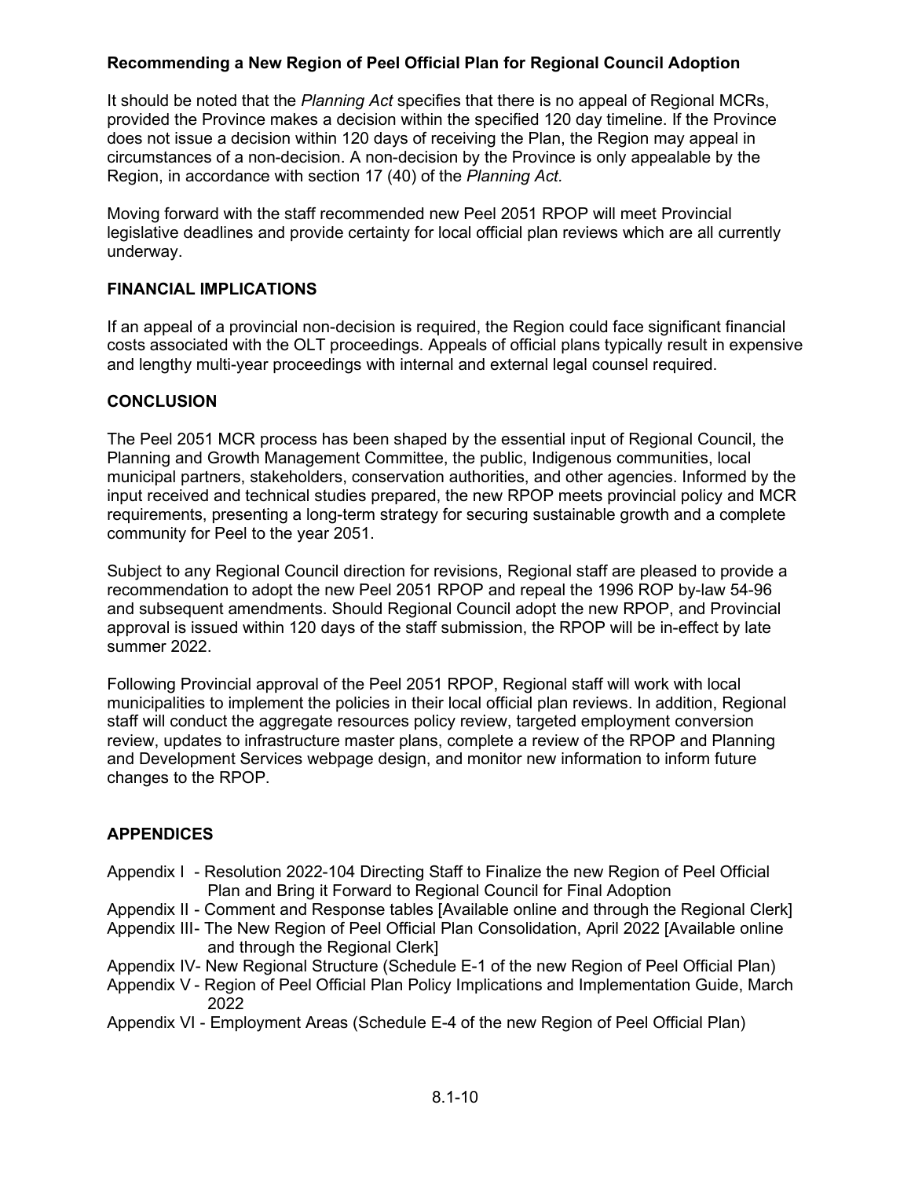**Recommending a New Region of Peel Official Plan for Regional Council Adoption**

It should be noted that the *Planning Act* specifies that there is no appeal of Regional MCRs, provided the Province makes a decision within the specified 120 day timeline. If the Province does not issue a decision within 120 days of receiving the Plan, the Region may appeal in circumstances of a non-decision. A non-decision by the Province is only appealable by the Region, in accordance with section 17 (40) of the *Planning Act.*

Moving forward with the staff recommended new Peel 2051 RPOP will meet Provincial legislative deadlines and provide certainty for local official plan reviews which are all currently underway.

## FINANCIAL IMPLICATIONS

If an appeal of a provincial non-decision is required, the Region could face significant financial costs associated with the OLT proceedings. Appeals of official plans typically result in expensive and lengthy multi-year proceedings with internal and external legal counsel required.

## CONCLUSION

The Peel 2051 MCR process has been shaped by the essential input of Regional Council, the Planning and Growth Management Committee, the public, Indigenous communities, local municipal partners, stakeholders, conservation authorities, and other agencies. Informed by the input received and technical studies prepared, the new RPOP meets provincial policy and MCR requirements, presenting a long-term strategy for securing sustainable growth and a complete community for Peel to the year 2051.

Subject to any Regional Council direction for revisions, Regional staff are pleased to provide a recommendation to adopt the new Peel 2051 RPOP and repeal the 1996 ROP by-law 54-96 and subsequent amendments. Should Regional Council adopt the new RPOP, and Provincial approval is issued within 120 days of the staff submission, the RPOP will be in-effect by late summer 2022.

Following Provincial approval of the Peel 2051 RPOP, Regional staff will work with local municipalities to implement the policies in their local official plan reviews. In addition, Regional staff will conduct the aggregate resources policy review, targeted employment conversion review, updates to infrastructure master plans, complete a review of the RPOP and Planning and Development Services webpage design, and monitor new information to inform future changes to the RPOP.

## APPENDICES

- Appendix I - Resolution 2022-104 Directing Staff to Finalize the new Region of Peel Official Plan and Bring it Forward to Regional Council for Final Adoption
- Appendix II - Comment and Response tables [Available online and through the Regional Clerk]
- Appendix III- The New Region of Peel Official Plan Consolidation, April 2022 [Available online and through the Regional Clerk]
- Appendix IV- New Regional Structure (Schedule E-1 of the new Region of Peel Official Plan)
- Appendix V - Region of Peel Official Plan Policy Implications and Implementation Guide, March 2022
- Appendix VI - Employment Areas (Schedule E-4 of the new Region of Peel Official Plan)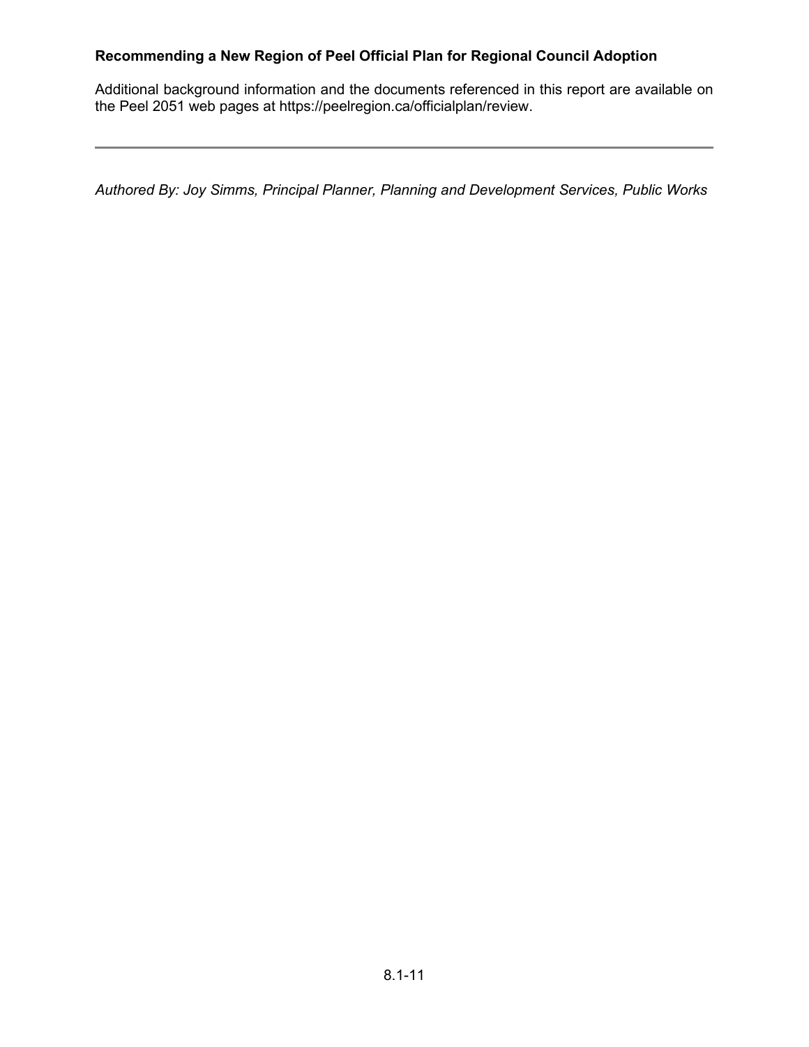**Recommending a New Region of Peel Official Plan for Regional Council Adoption**

Additional background information and the documents referenced in this report are available on the Peel 2051 web pages at https://peelregion.ca/officialplan/review.

---

*Authored By: Joy Simms, Principal Planner, Planning and Development Services, Public Works*